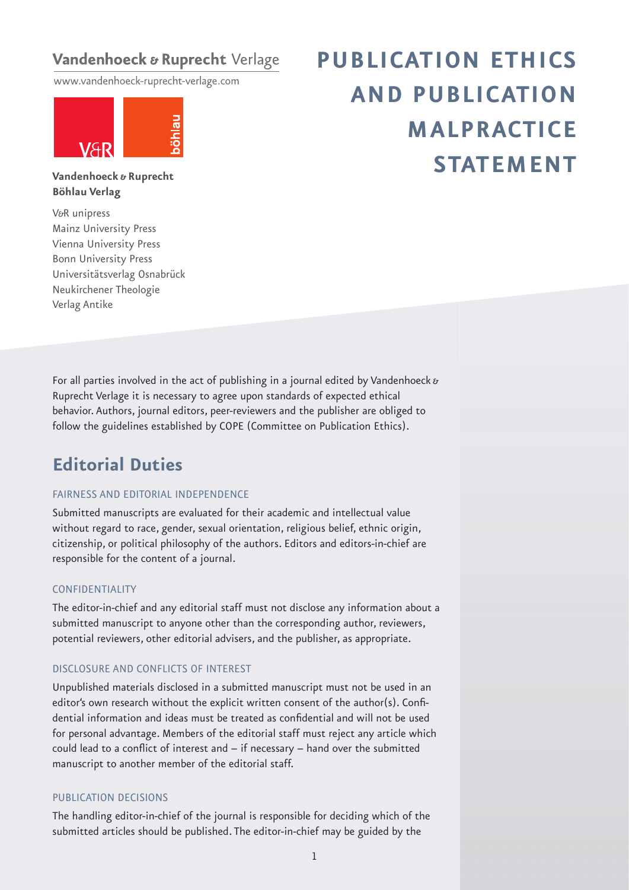Vandenhoeck & Ruprecht Verlage

www.vandenhoeck-ruprecht-verlage.com

**Vandenhoeck & Ruprecht**
**Böhlau Verlag**

V&R unipress
Mainz University Press
Vienna University Press
Bonn University Press
Universitätsverlag Osnabrück
Neukirchener Theologie
Verlag Antike

# PUBLICATION ETHICS AND PUBLICATION MALPRACTICE STATEMENT

For all parties involved in the act of publishing in a journal edited by Vandenhoeck & Ruprecht Verlage it is necessary to agree upon standards of expected ethical behavior. Authors, journal editors, peer-reviewers and the publisher are obliged to follow the guidelines established by COPE (Committee on Publication Ethics).

## Editorial Duties

### FAIRNESS AND EDITORIAL INDEPENDENCE

Submitted manuscripts are evaluated for their academic and intellectual value without regard to race, gender, sexual orientation, religious belief, ethnic origin, citizenship, or political philosophy of the authors. Editors and editors-in-chief are responsible for the content of a journal.

### CONFIDENTIALITY

The editor-in-chief and any editorial staff must not disclose any information about a submitted manuscript to anyone other than the corresponding author, reviewers, potential reviewers, other editorial advisers, and the publisher, as appropriate.

### DISCLOSURE AND CONFLICTS OF INTEREST

Unpublished materials disclosed in a submitted manuscript must not be used in an editor's own research without the explicit written consent of the author(s). Confidential information and ideas must be treated as confidential and will not be used for personal advantage. Members of the editorial staff must reject any article which could lead to a conflict of interest and – if necessary – hand over the submitted manuscript to another member of the editorial staff.

### PUBLICATION DECISIONS

The handling editor-in-chief of the journal is responsible for deciding which of the submitted articles should be published. The editor-in-chief may be guided by the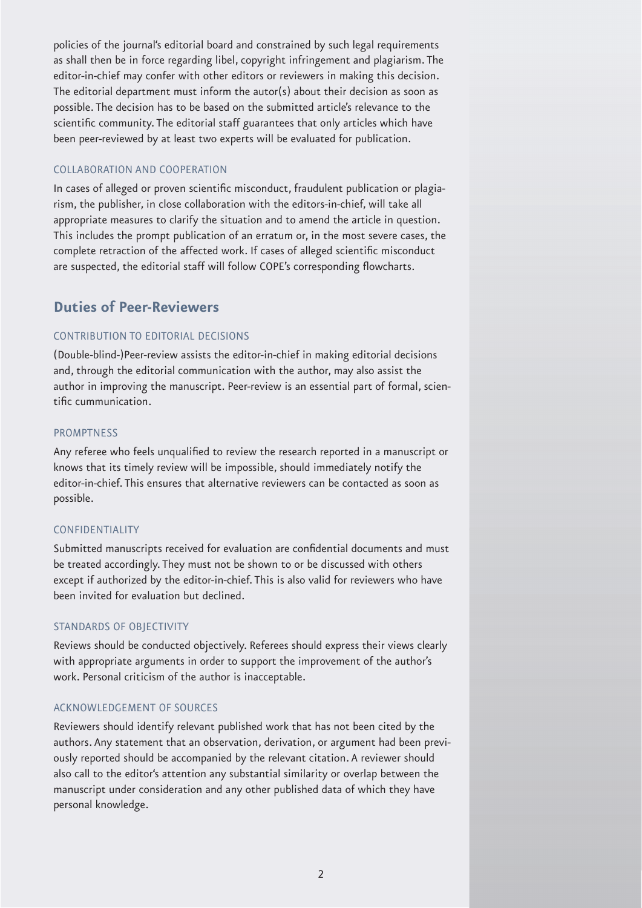policies of the journal's editorial board and constrained by such legal requirements as shall then be in force regarding libel, copyright infringement and plagiarism. The editor-in-chief may confer with other editors or reviewers in making this decision. The editorial department must inform the autor(s) about their decision as soon as possible. The decision has to be based on the submitted article's relevance to the scientific community. The editorial staff guarantees that only articles which have been peer-reviewed by at least two experts will be evaluated for publication.

### COLLABORATION AND COOPERATION

In cases of alleged or proven scientific misconduct, fraudulent publication or plagiarism, the publisher, in close collaboration with the editors-in-chief, will take all appropriate measures to clarify the situation and to amend the article in question. This includes the prompt publication of an erratum or, in the most severe cases, the complete retraction of the affected work. If cases of alleged scientific misconduct are suspected, the editorial staff will follow COPE's corresponding flowcharts.

## Duties of Peer-Reviewers

### CONTRIBUTION TO EDITORIAL DECISIONS

(Double-blind-)Peer-review assists the editor-in-chief in making editorial decisions and, through the editorial communication with the author, may also assist the author in improving the manuscript. Peer-review is an essential part of formal, scientific cummunication.

### PROMPTNESS

Any referee who feels unqualified to review the research reported in a manuscript or knows that its timely review will be impossible, should immediately notify the editor-in-chief. This ensures that alternative reviewers can be contacted as soon as possible.

### CONFIDENTIALITY

Submitted manuscripts received for evaluation are confidential documents and must be treated accordingly. They must not be shown to or be discussed with others except if authorized by the editor-in-chief. This is also valid for reviewers who have been invited for evaluation but declined.

### STANDARDS OF OBJECTIVITY

Reviews should be conducted objectively. Referees should express their views clearly with appropriate arguments in order to support the improvement of the author's work. Personal criticism of the author is inacceptable.

### ACKNOWLEDGEMENT OF SOURCES

Reviewers should identify relevant published work that has not been cited by the authors. Any statement that an observation, derivation, or argument had been previously reported should be accompanied by the relevant citation. A reviewer should also call to the editor's attention any substantial similarity or overlap between the manuscript under consideration and any other published data of which they have personal knowledge.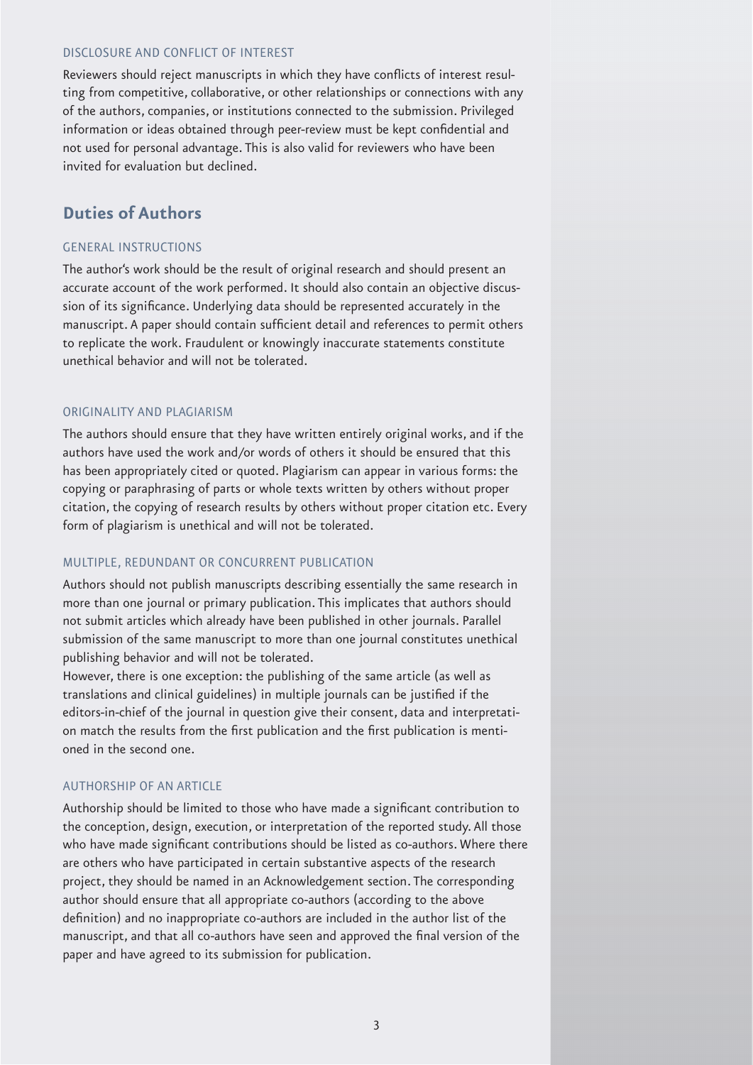### DISCLOSURE AND CONFLICT OF INTEREST

Reviewers should reject manuscripts in which they have conflicts of interest resulting from competitive, collaborative, or other relationships or connections with any of the authors, companies, or institutions connected to the submission. Privileged information or ideas obtained through peer-review must be kept confidential and not used for personal advantage. This is also valid for reviewers who have been invited for evaluation but declined.

## Duties of Authors

### GENERAL INSTRUCTIONS

The author's work should be the result of original research and should present an accurate account of the work performed. It should also contain an objective discussion of its significance. Underlying data should be represented accurately in the manuscript. A paper should contain sufficient detail and references to permit others to replicate the work. Fraudulent or knowingly inaccurate statements constitute unethical behavior and will not be tolerated.

### ORIGINALITY AND PLAGIARISM

The authors should ensure that they have written entirely original works, and if the authors have used the work and/or words of others it should be ensured that this has been appropriately cited or quoted. Plagiarism can appear in various forms: the copying or paraphrasing of parts or whole texts written by others without proper citation, the copying of research results by others without proper citation etc. Every form of plagiarism is unethical and will not be tolerated.

### MULTIPLE, REDUNDANT OR CONCURRENT PUBLICATION

Authors should not publish manuscripts describing essentially the same research in more than one journal or primary publication. This implicates that authors should not submit articles which already have been published in other journals. Parallel submission of the same manuscript to more than one journal constitutes unethical publishing behavior and will not be tolerated.

However, there is one exception: the publishing of the same article (as well as translations and clinical guidelines) in multiple journals can be justified if the editors-in-chief of the journal in question give their consent, data and interpretation match the results from the first publication and the first publication is mentioned in the second one.

### AUTHORSHIP OF AN ARTICLE

Authorship should be limited to those who have made a significant contribution to the conception, design, execution, or interpretation of the reported study. All those who have made significant contributions should be listed as co-authors. Where there are others who have participated in certain substantive aspects of the research project, they should be named in an Acknowledgement section. The corresponding author should ensure that all appropriate co-authors (according to the above definition) and no inappropriate co-authors are included in the author list of the manuscript, and that all co-authors have seen and approved the final version of the paper and have agreed to its submission for publication.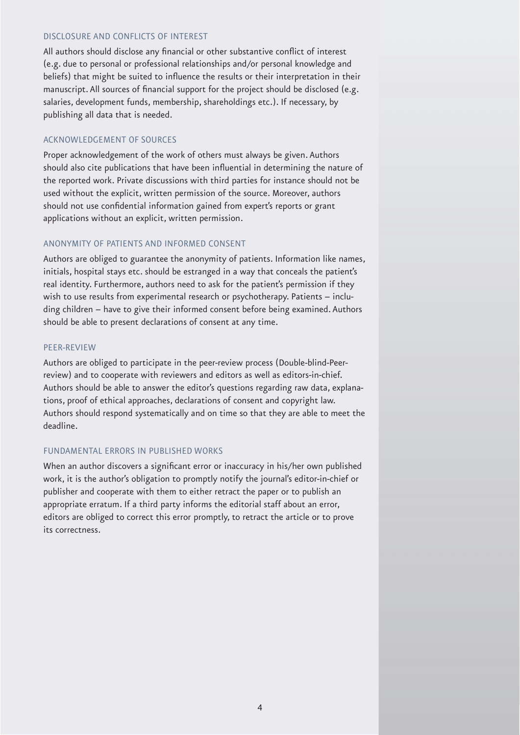## DISCLOSURE AND CONFLICTS OF INTEREST

All authors should disclose any financial or other substantive conflict of interest (e.g. due to personal or professional relationships and/or personal knowledge and beliefs) that might be suited to influence the results or their interpretation in their manuscript. All sources of financial support for the project should be disclosed (e.g. salaries, development funds, membership, shareholdings etc.). If necessary, by publishing all data that is needed.

## ACKNOWLEDGEMENT OF SOURCES

Proper acknowledgement of the work of others must always be given. Authors should also cite publications that have been influential in determining the nature of the reported work. Private discussions with third parties for instance should not be used without the explicit, written permission of the source. Moreover, authors should not use confidential information gained from expert's reports or grant applications without an explicit, written permission.

## ANONYMITY OF PATIENTS AND INFORMED CONSENT

Authors are obliged to guarantee the anonymity of patients. Information like names, initials, hospital stays etc. should be estranged in a way that conceals the patient's real identity. Furthermore, authors need to ask for the patient's permission if they wish to use results from experimental research or psychotherapy. Patients – including children – have to give their informed consent before being examined. Authors should be able to present declarations of consent at any time.

## PEER-REVIEW

Authors are obliged to participate in the peer-review process (Double-blind-Peer-review) and to cooperate with reviewers and editors as well as editors-in-chief. Authors should be able to answer the editor's questions regarding raw data, explanations, proof of ethical approaches, declarations of consent and copyright law. Authors should respond systematically and on time so that they are able to meet the deadline.

## FUNDAMENTAL ERRORS IN PUBLISHED WORKS

When an author discovers a significant error or inaccuracy in his/her own published work, it is the author's obligation to promptly notify the journal's editor-in-chief or publisher and cooperate with them to either retract the paper or to publish an appropriate erratum. If a third party informs the editorial staff about an error, editors are obliged to correct this error promptly, to retract the article or to prove its correctness.